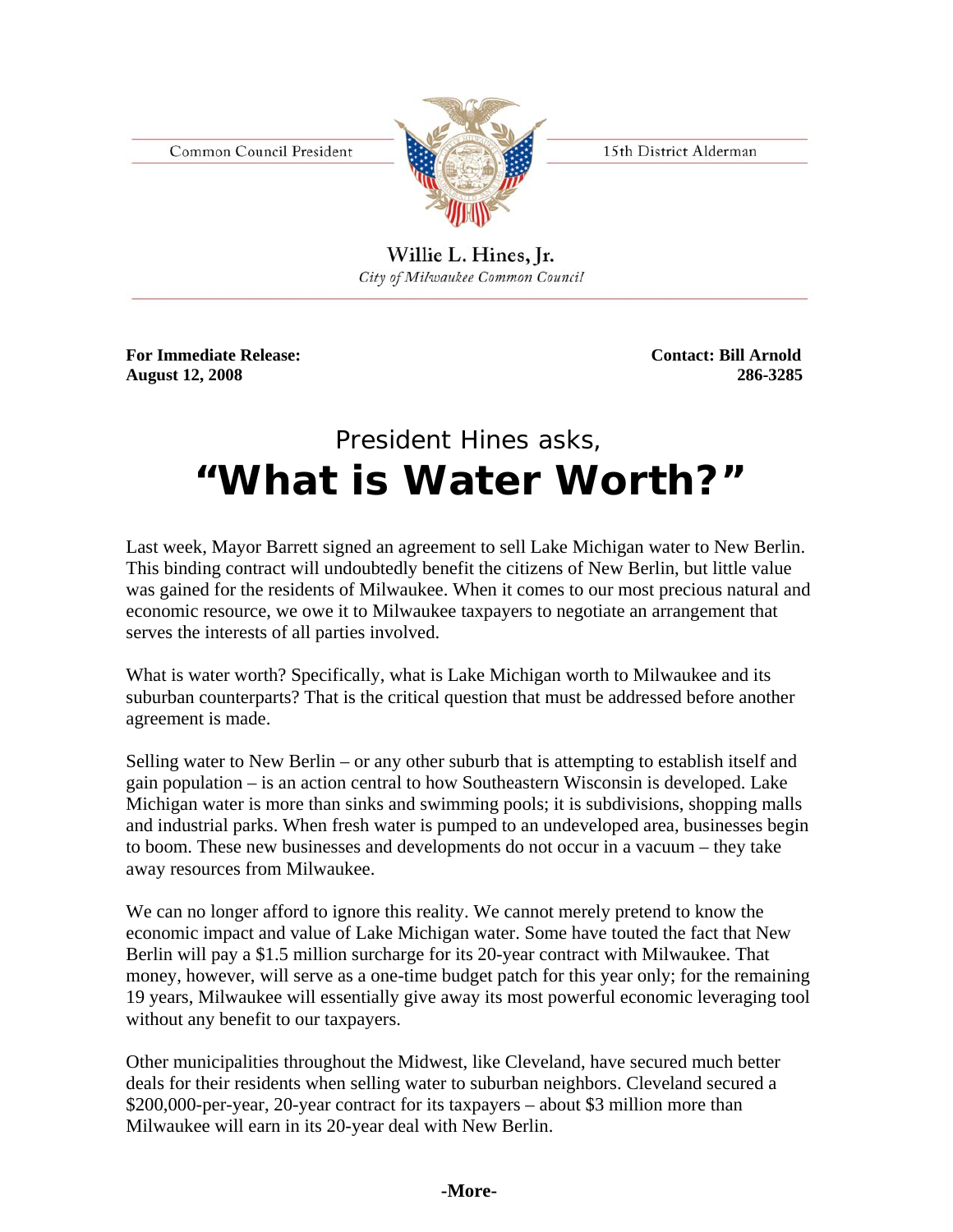Common Council President

15th District Alderman

Willie L. Hines, Jr.

*City of Milwaukee Common Council*

**For Immediate Release:**
**August 12, 2008**

**Contact: Bill Arnold**
**286-3285**

# President Hines asks, **"What is Water Worth?"**

Last week, Mayor Barrett signed an agreement to sell Lake Michigan water to New Berlin. This binding contract will undoubtedly benefit the citizens of New Berlin, but little value was gained for the residents of Milwaukee. When it comes to our most precious natural and economic resource, we owe it to Milwaukee taxpayers to negotiate an arrangement that serves the interests of all parties involved.

What is water worth? Specifically, what is Lake Michigan worth to Milwaukee and its suburban counterparts? That is the critical question that must be addressed before another agreement is made.

Selling water to New Berlin – or any other suburb that is attempting to establish itself and gain population – is an action central to how Southeastern Wisconsin is developed. Lake Michigan water is more than sinks and swimming pools; it is subdivisions, shopping malls and industrial parks. When fresh water is pumped to an undeveloped area, businesses begin to boom. These new businesses and developments do not occur in a vacuum – they take away resources from Milwaukee.

We can no longer afford to ignore this reality. We cannot merely pretend to know the economic impact and value of Lake Michigan water. Some have touted the fact that New Berlin will pay a $1.5 million surcharge for its 20-year contract with Milwaukee. That money, however, will serve as a one-time budget patch for this year only; for the remaining 19 years, Milwaukee will essentially give away its most powerful economic leveraging tool without any benefit to our taxpayers.

Other municipalities throughout the Midwest, like Cleveland, have secured much better deals for their residents when selling water to suburban neighbors. Cleveland secured a $200,000-per-year, 20-year contract for its taxpayers – about $3 million more than Milwaukee will earn in its 20-year deal with New Berlin.

**-More-**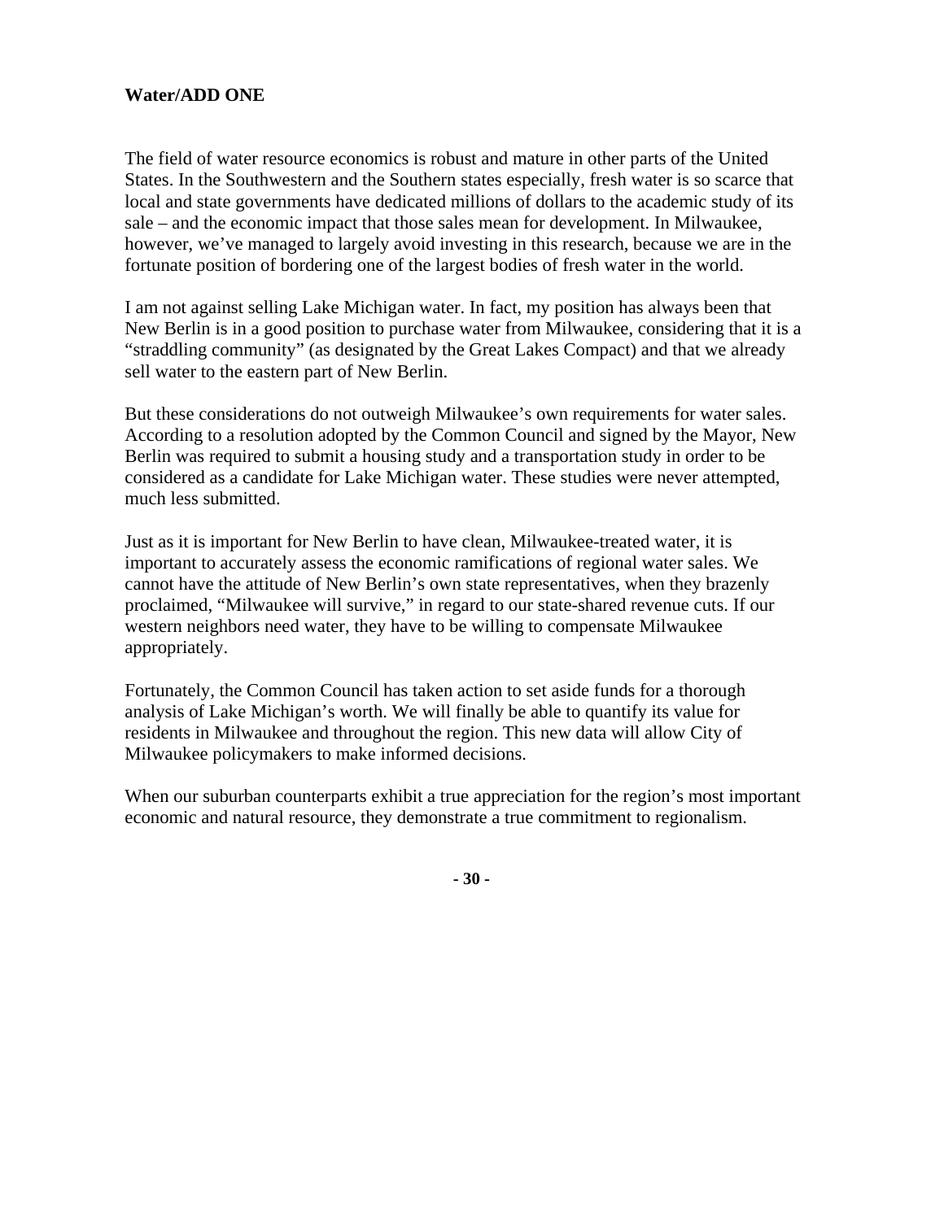**Water/ADD ONE**

The field of water resource economics is robust and mature in other parts of the United States. In the Southwestern and the Southern states especially, fresh water is so scarce that local and state governments have dedicated millions of dollars to the academic study of its sale – and the economic impact that those sales mean for development. In Milwaukee, however, we've managed to largely avoid investing in this research, because we are in the fortunate position of bordering one of the largest bodies of fresh water in the world.

I am not against selling Lake Michigan water. In fact, my position has always been that New Berlin is in a good position to purchase water from Milwaukee, considering that it is a "straddling community" (as designated by the Great Lakes Compact) and that we already sell water to the eastern part of New Berlin.

But these considerations do not outweigh Milwaukee's own requirements for water sales. According to a resolution adopted by the Common Council and signed by the Mayor, New Berlin was required to submit a housing study and a transportation study in order to be considered as a candidate for Lake Michigan water. These studies were never attempted, much less submitted.

Just as it is important for New Berlin to have clean, Milwaukee-treated water, it is important to accurately assess the economic ramifications of regional water sales. We cannot have the attitude of New Berlin's own state representatives, when they brazenly proclaimed, "Milwaukee will survive," in regard to our state-shared revenue cuts. If our western neighbors need water, they have to be willing to compensate Milwaukee appropriately.

Fortunately, the Common Council has taken action to set aside funds for a thorough analysis of Lake Michigan's worth. We will finally be able to quantify its value for residents in Milwaukee and throughout the region. This new data will allow City of Milwaukee policymakers to make informed decisions.

When our suburban counterparts exhibit a true appreciation for the region's most important economic and natural resource, they demonstrate a true commitment to regionalism.

**- 30 -**